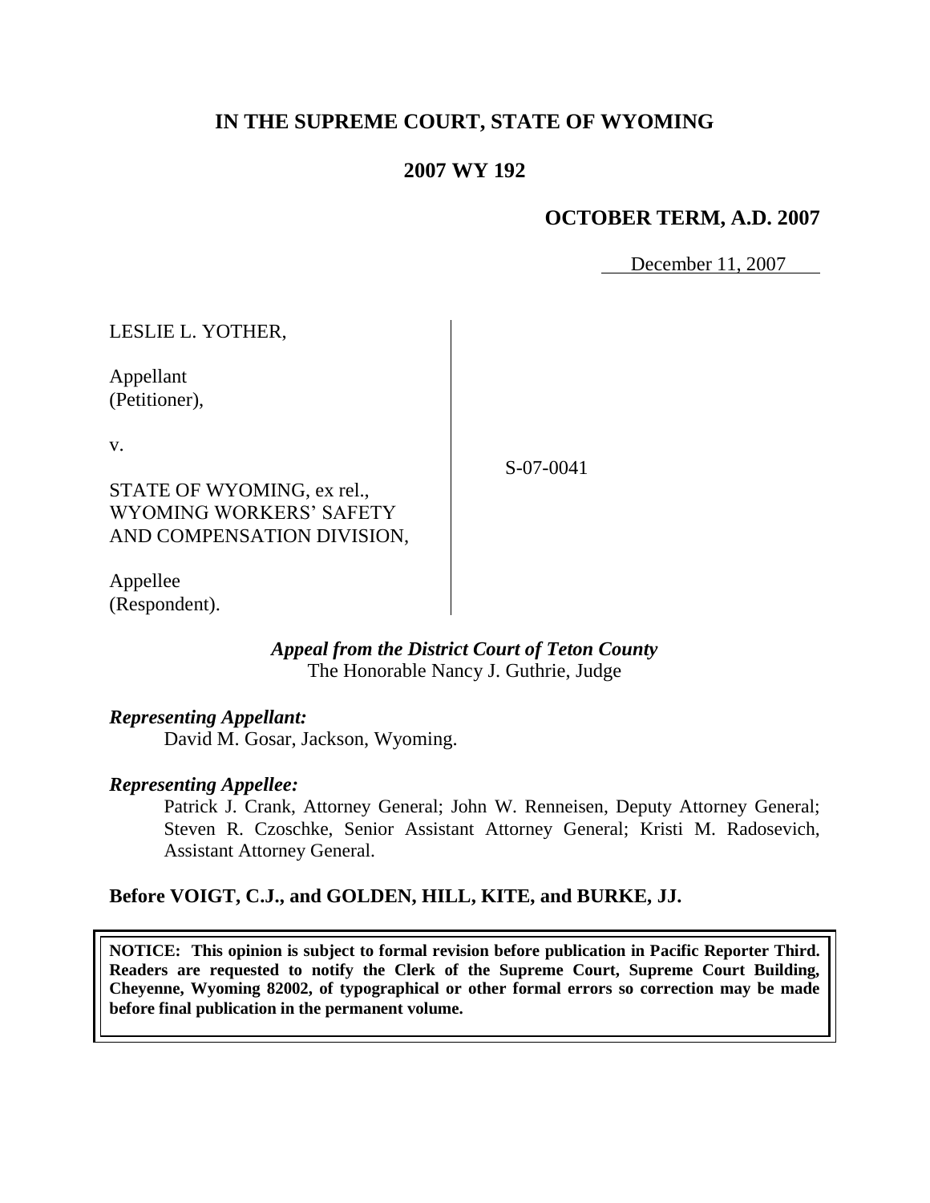# IN THE SUPREME COURT, STATE OF WYOMING

## 2007 WY 192

### OCTOBER TERM, A.D. 2007

December 11, 2007

LESLIE L. YOTHER,

Appellant
(Petitioner),

v.

S-07-0041

STATE OF WYOMING, ex rel.,
WYOMING WORKERS' SAFETY
AND COMPENSATION DIVISION,

Appellee
(Respondent).

***Appeal from the District Court of Teton County***
The Honorable Nancy J. Guthrie, Judge

***Representing Appellant:***
David M. Gosar, Jackson, Wyoming.

***Representing Appellee:***
Patrick J. Crank, Attorney General; John W. Renneisen, Deputy Attorney General; Steven R. Czoschke, Senior Assistant Attorney General; Kristi M. Radosevich, Assistant Attorney General.

**Before VOIGT, C.J., and GOLDEN, HILL, KITE, and BURKE, JJ.**

**NOTICE: This opinion is subject to formal revision before publication in Pacific Reporter Third. Readers are requested to notify the Clerk of the Supreme Court, Supreme Court Building, Cheyenne, Wyoming 82002, of typographical or other formal errors so correction may be made before final publication in the permanent volume.**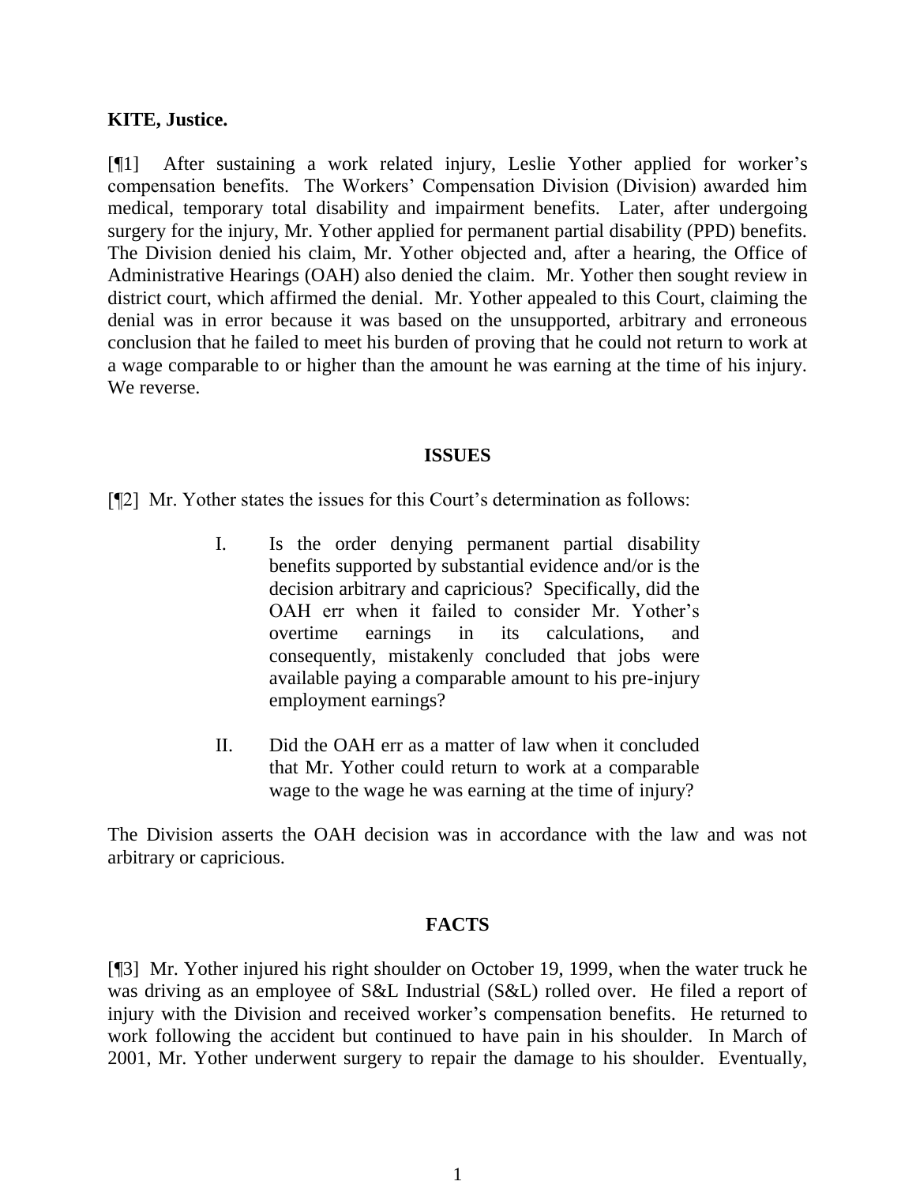**KITE, Justice.**

[¶1] After sustaining a work related injury, Leslie Yother applied for worker's compensation benefits. The Workers' Compensation Division (Division) awarded him medical, temporary total disability and impairment benefits. Later, after undergoing surgery for the injury, Mr. Yother applied for permanent partial disability (PPD) benefits. The Division denied his claim, Mr. Yother objected and, after a hearing, the Office of Administrative Hearings (OAH) also denied the claim. Mr. Yother then sought review in district court, which affirmed the denial. Mr. Yother appealed to this Court, claiming the denial was in error because it was based on the unsupported, arbitrary and erroneous conclusion that he failed to meet his burden of proving that he could not return to work at a wage comparable to or higher than the amount he was earning at the time of his injury. We reverse.

## ISSUES

[¶2] Mr. Yother states the issues for this Court's determination as follows:

> I. Is the order denying permanent partial disability benefits supported by substantial evidence and/or is the decision arbitrary and capricious? Specifically, did the OAH err when it failed to consider Mr. Yother's overtime earnings in its calculations, and consequently, mistakenly concluded that jobs were available paying a comparable amount to his pre-injury employment earnings?
>
> II. Did the OAH err as a matter of law when it concluded that Mr. Yother could return to work at a comparable wage to the wage he was earning at the time of injury?

The Division asserts the OAH decision was in accordance with the law and was not arbitrary or capricious.

## FACTS

[¶3] Mr. Yother injured his right shoulder on October 19, 1999, when the water truck he was driving as an employee of S&L Industrial (S&L) rolled over. He filed a report of injury with the Division and received worker's compensation benefits. He returned to work following the accident but continued to have pain in his shoulder. In March of 2001, Mr. Yother underwent surgery to repair the damage to his shoulder. Eventually,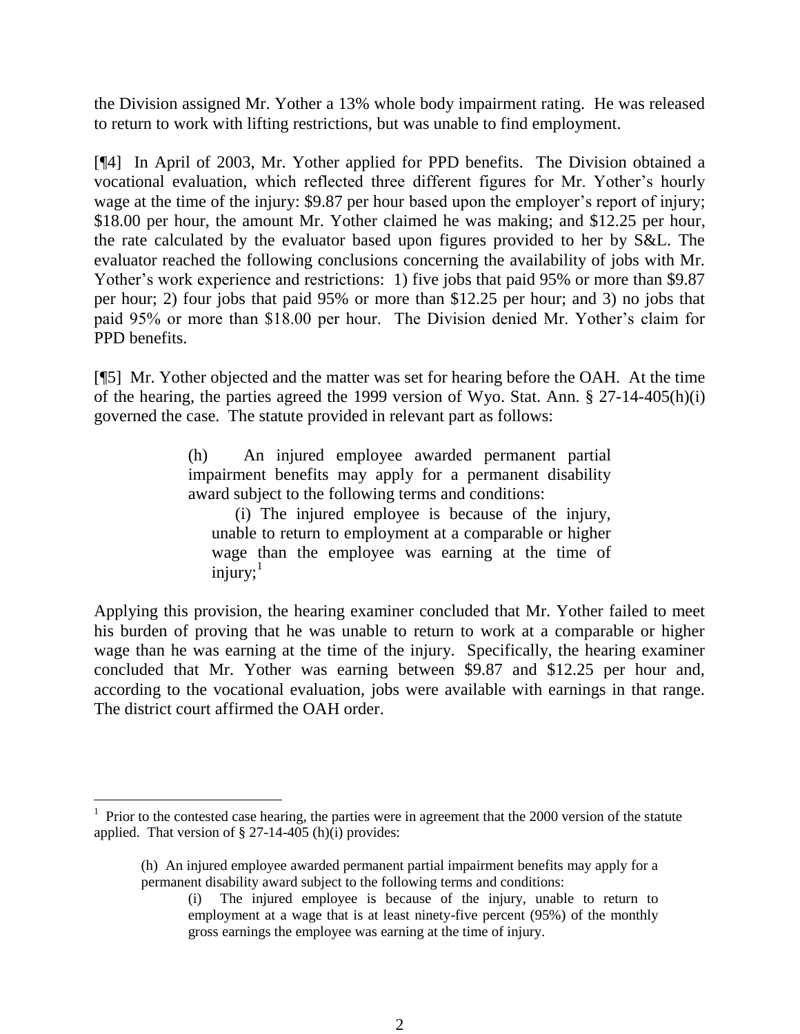the Division assigned Mr. Yother a 13% whole body impairment rating. He was released to return to work with lifting restrictions, but was unable to find employment.

[¶4] In April of 2003, Mr. Yother applied for PPD benefits. The Division obtained a vocational evaluation, which reflected three different figures for Mr. Yother's hourly wage at the time of the injury: $9.87 per hour based upon the employer's report of injury; $18.00 per hour, the amount Mr. Yother claimed he was making; and $12.25 per hour, the rate calculated by the evaluator based upon figures provided to her by S&L. The evaluator reached the following conclusions concerning the availability of jobs with Mr. Yother's work experience and restrictions: 1) five jobs that paid 95% or more than $9.87 per hour; 2) four jobs that paid 95% or more than $12.25 per hour; and 3) no jobs that paid 95% or more than $18.00 per hour. The Division denied Mr. Yother's claim for PPD benefits.

[¶5] Mr. Yother objected and the matter was set for hearing before the OAH. At the time of the hearing, the parties agreed the 1999 version of Wyo. Stat. Ann. § 27-14-405(h)(i) governed the case. The statute provided in relevant part as follows:

> (h) An injured employee awarded permanent partial impairment benefits may apply for a permanent disability award subject to the following terms and conditions:
>
> (i) The injured employee is because of the injury, unable to return to employment at a comparable or higher wage than the employee was earning at the time of injury;[1]

Applying this provision, the hearing examiner concluded that Mr. Yother failed to meet his burden of proving that he was unable to return to work at a comparable or higher wage than he was earning at the time of the injury. Specifically, the hearing examiner concluded that Mr. Yother was earning between $9.87 and $12.25 per hour and, according to the vocational evaluation, jobs were available with earnings in that range. The district court affirmed the OAH order.

---

[1] Prior to the contested case hearing, the parties were in agreement that the 2000 version of the statute applied. That version of § 27-14-405 (h)(i) provides:

> (h) An injured employee awarded permanent partial impairment benefits may apply for a permanent disability award subject to the following terms and conditions:
>
> (i) The injured employee is because of the injury, unable to return to employment at a wage that is at least ninety-five percent (95%) of the monthly gross earnings the employee was earning at the time of injury.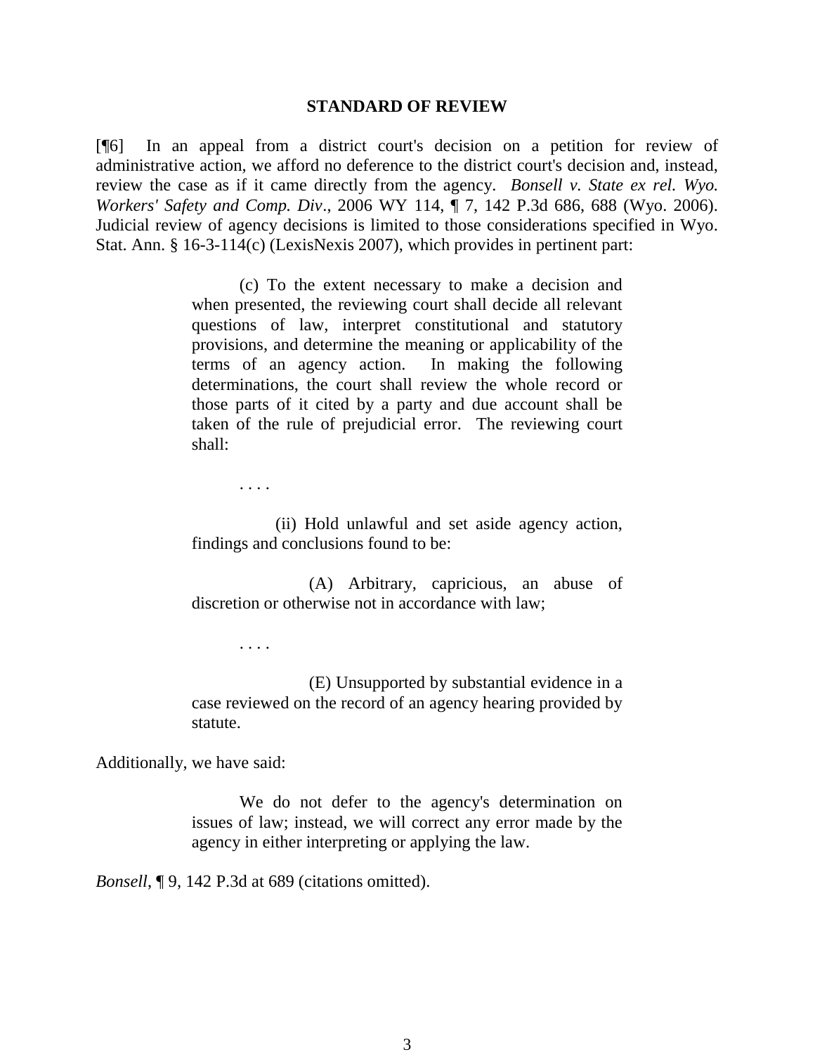## STANDARD OF REVIEW

[¶6] In an appeal from a district court's decision on a petition for review of administrative action, we afford no deference to the district court's decision and, instead, review the case as if it came directly from the agency. *Bonsell v. State ex rel. Wyo. Workers' Safety and Comp. Div*., 2006 WY 114, ¶ 7, 142 P.3d 686, 688 (Wyo. 2006). Judicial review of agency decisions is limited to those considerations specified in Wyo. Stat. Ann. § 16-3-114(c) (LexisNexis 2007), which provides in pertinent part:

> (c) To the extent necessary to make a decision and when presented, the reviewing court shall decide all relevant questions of law, interpret constitutional and statutory provisions, and determine the meaning or applicability of the terms of an agency action. In making the following determinations, the court shall review the whole record or those parts of it cited by a party and due account shall be taken of the rule of prejudicial error. The reviewing court shall:
>
> . . . .
>
> (ii) Hold unlawful and set aside agency action, findings and conclusions found to be:
>
> (A) Arbitrary, capricious, an abuse of discretion or otherwise not in accordance with law;
>
> . . . .
>
> (E) Unsupported by substantial evidence in a case reviewed on the record of an agency hearing provided by statute.

Additionally, we have said:

> We do not defer to the agency's determination on issues of law; instead, we will correct any error made by the agency in either interpreting or applying the law.

*Bonsell*, ¶ 9, 142 P.3d at 689 (citations omitted).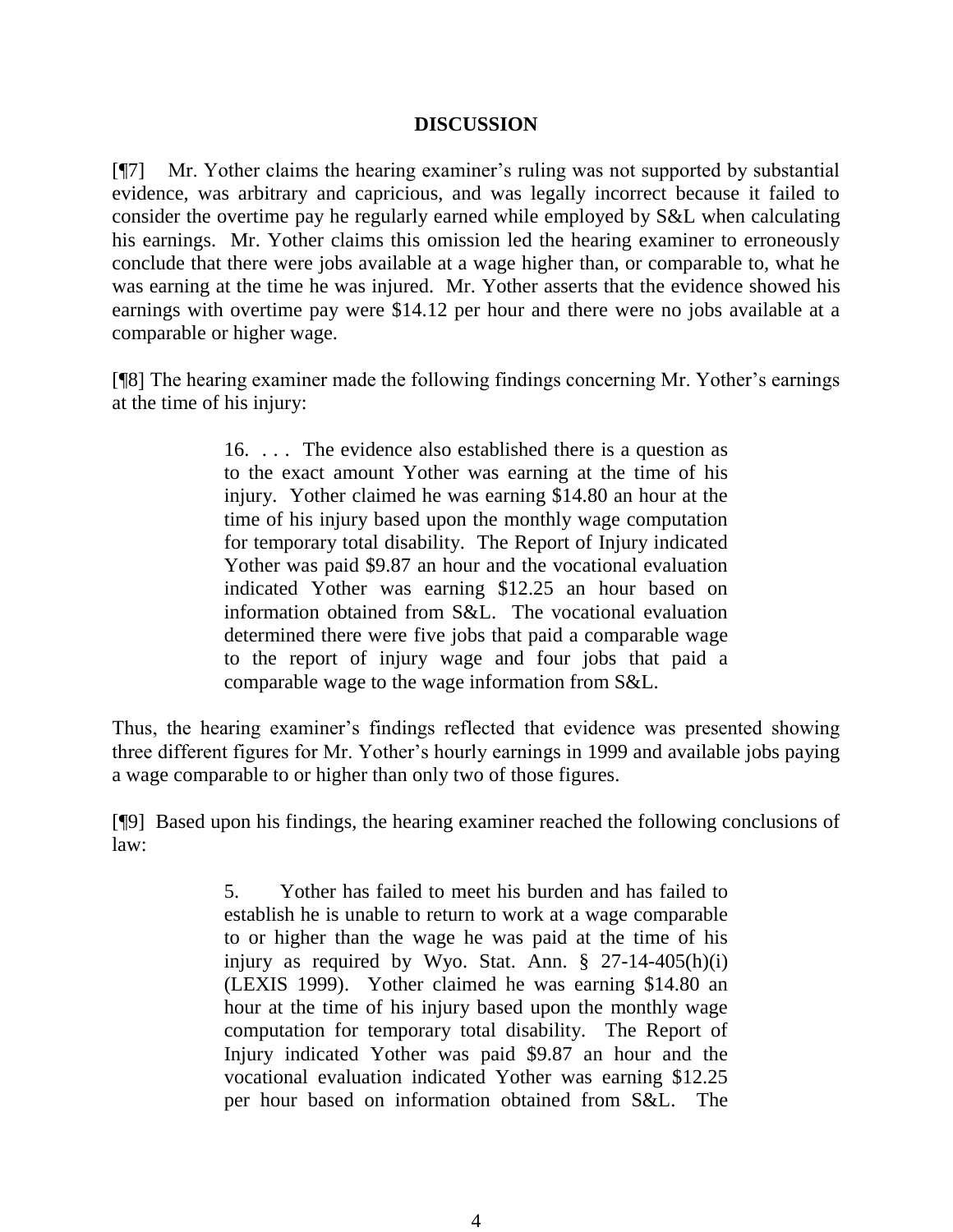## DISCUSSION

[¶7] Mr. Yother claims the hearing examiner's ruling was not supported by substantial evidence, was arbitrary and capricious, and was legally incorrect because it failed to consider the overtime pay he regularly earned while employed by S&L when calculating his earnings. Mr. Yother claims this omission led the hearing examiner to erroneously conclude that there were jobs available at a wage higher than, or comparable to, what he was earning at the time he was injured. Mr. Yother asserts that the evidence showed his earnings with overtime pay were $14.12 per hour and there were no jobs available at a comparable or higher wage.

[¶8] The hearing examiner made the following findings concerning Mr. Yother's earnings at the time of his injury:

> 16. . . . The evidence also established there is a question as to the exact amount Yother was earning at the time of his injury. Yother claimed he was earning $14.80 an hour at the time of his injury based upon the monthly wage computation for temporary total disability. The Report of Injury indicated Yother was paid $9.87 an hour and the vocational evaluation indicated Yother was earning $12.25 an hour based on information obtained from S&L. The vocational evaluation determined there were five jobs that paid a comparable wage to the report of injury wage and four jobs that paid a comparable wage to the wage information from S&L.

Thus, the hearing examiner's findings reflected that evidence was presented showing three different figures for Mr. Yother's hourly earnings in 1999 and available jobs paying a wage comparable to or higher than only two of those figures.

[¶9] Based upon his findings, the hearing examiner reached the following conclusions of law:

> 5. Yother has failed to meet his burden and has failed to establish he is unable to return to work at a wage comparable to or higher than the wage he was paid at the time of his injury as required by Wyo. Stat. Ann. § 27-14-405(h)(i) (LEXIS 1999). Yother claimed he was earning $14.80 an hour at the time of his injury based upon the monthly wage computation for temporary total disability. The Report of Injury indicated Yother was paid $9.87 an hour and the vocational evaluation indicated Yother was earning $12.25 per hour based on information obtained from S&L. The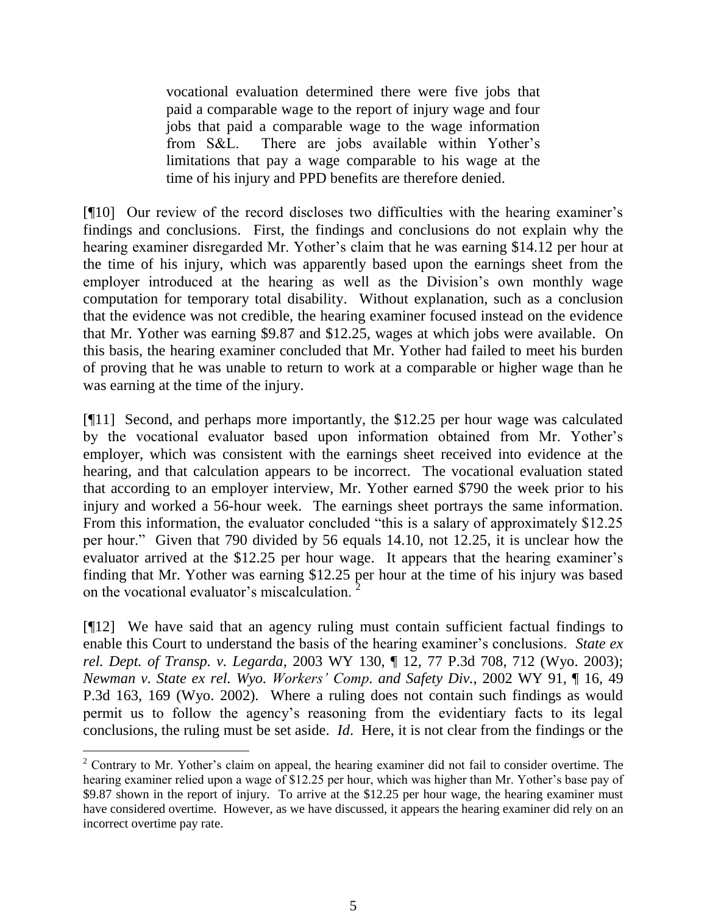> vocational evaluation determined there were five jobs that paid a comparable wage to the report of injury wage and four jobs that paid a comparable wage to the wage information from S&L. There are jobs available within Yother's limitations that pay a wage comparable to his wage at the time of his injury and PPD benefits are therefore denied.

[¶10] Our review of the record discloses two difficulties with the hearing examiner's findings and conclusions. First, the findings and conclusions do not explain why the hearing examiner disregarded Mr. Yother's claim that he was earning $14.12 per hour at the time of his injury, which was apparently based upon the earnings sheet from the employer introduced at the hearing as well as the Division's own monthly wage computation for temporary total disability. Without explanation, such as a conclusion that the evidence was not credible, the hearing examiner focused instead on the evidence that Mr. Yother was earning $9.87 and $12.25, wages at which jobs were available. On this basis, the hearing examiner concluded that Mr. Yother had failed to meet his burden of proving that he was unable to return to work at a comparable or higher wage than he was earning at the time of the injury.

[¶11] Second, and perhaps more importantly, the $12.25 per hour wage was calculated by the vocational evaluator based upon information obtained from Mr. Yother's employer, which was consistent with the earnings sheet received into evidence at the hearing, and that calculation appears to be incorrect. The vocational evaluation stated that according to an employer interview, Mr. Yother earned $790 the week prior to his injury and worked a 56-hour week. The earnings sheet portrays the same information. From this information, the evaluator concluded "this is a salary of approximately $12.25 per hour." Given that 790 divided by 56 equals 14.10, not 12.25, it is unclear how the evaluator arrived at the $12.25 per hour wage. It appears that the hearing examiner's finding that Mr. Yother was earning $12.25 per hour at the time of his injury was based on the vocational evaluator's miscalculation. [2]

[¶12] We have said that an agency ruling must contain sufficient factual findings to enable this Court to understand the basis of the hearing examiner's conclusions. *State ex rel. Dept. of Transp. v. Legarda*, 2003 WY 130, ¶ 12, 77 P.3d 708, 712 (Wyo. 2003); *Newman v. State ex rel. Wyo. Workers' Comp. and Safety Div.*, 2002 WY 91, ¶ 16, 49 P.3d 163, 169 (Wyo. 2002). Where a ruling does not contain such findings as would permit us to follow the agency's reasoning from the evidentiary facts to its legal conclusions, the ruling must be set aside. *Id*. Here, it is not clear from the findings or the

---

[2] Contrary to Mr. Yother's claim on appeal, the hearing examiner did not fail to consider overtime. The hearing examiner relied upon a wage of $12.25 per hour, which was higher than Mr. Yother's base pay of $9.87 shown in the report of injury. To arrive at the $12.25 per hour wage, the hearing examiner must have considered overtime. However, as we have discussed, it appears the hearing examiner did rely on an incorrect overtime pay rate.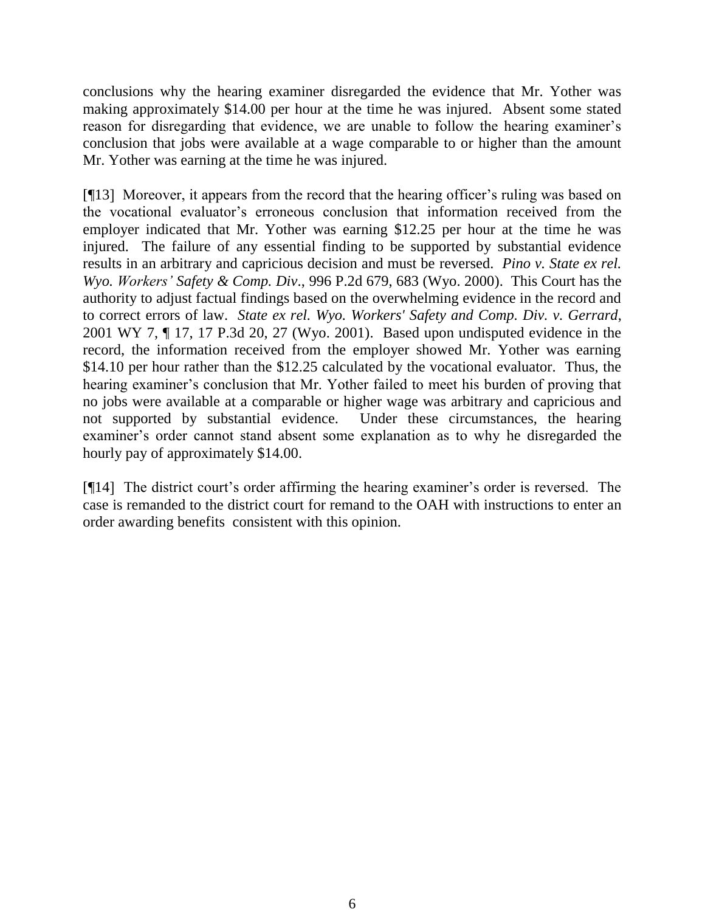conclusions why the hearing examiner disregarded the evidence that Mr. Yother was making approximately $14.00 per hour at the time he was injured. Absent some stated reason for disregarding that evidence, we are unable to follow the hearing examiner's conclusion that jobs were available at a wage comparable to or higher than the amount Mr. Yother was earning at the time he was injured.

[¶13] Moreover, it appears from the record that the hearing officer's ruling was based on the vocational evaluator's erroneous conclusion that information received from the employer indicated that Mr. Yother was earning $12.25 per hour at the time he was injured. The failure of any essential finding to be supported by substantial evidence results in an arbitrary and capricious decision and must be reversed. *Pino v. State ex rel. Wyo. Workers' Safety & Comp. Div*., 996 P.2d 679, 683 (Wyo. 2000). This Court has the authority to adjust factual findings based on the overwhelming evidence in the record and to correct errors of law. *State ex rel. Wyo. Workers' Safety and Comp. Div. v. Gerrard*, 2001 WY 7, ¶ 17, 17 P.3d 20, 27 (Wyo. 2001). Based upon undisputed evidence in the record, the information received from the employer showed Mr. Yother was earning $14.10 per hour rather than the $12.25 calculated by the vocational evaluator. Thus, the hearing examiner's conclusion that Mr. Yother failed to meet his burden of proving that no jobs were available at a comparable or higher wage was arbitrary and capricious and not supported by substantial evidence. Under these circumstances, the hearing examiner's order cannot stand absent some explanation as to why he disregarded the hourly pay of approximately $14.00.

[¶14] The district court's order affirming the hearing examiner's order is reversed. The case is remanded to the district court for remand to the OAH with instructions to enter an order awarding benefits consistent with this opinion.